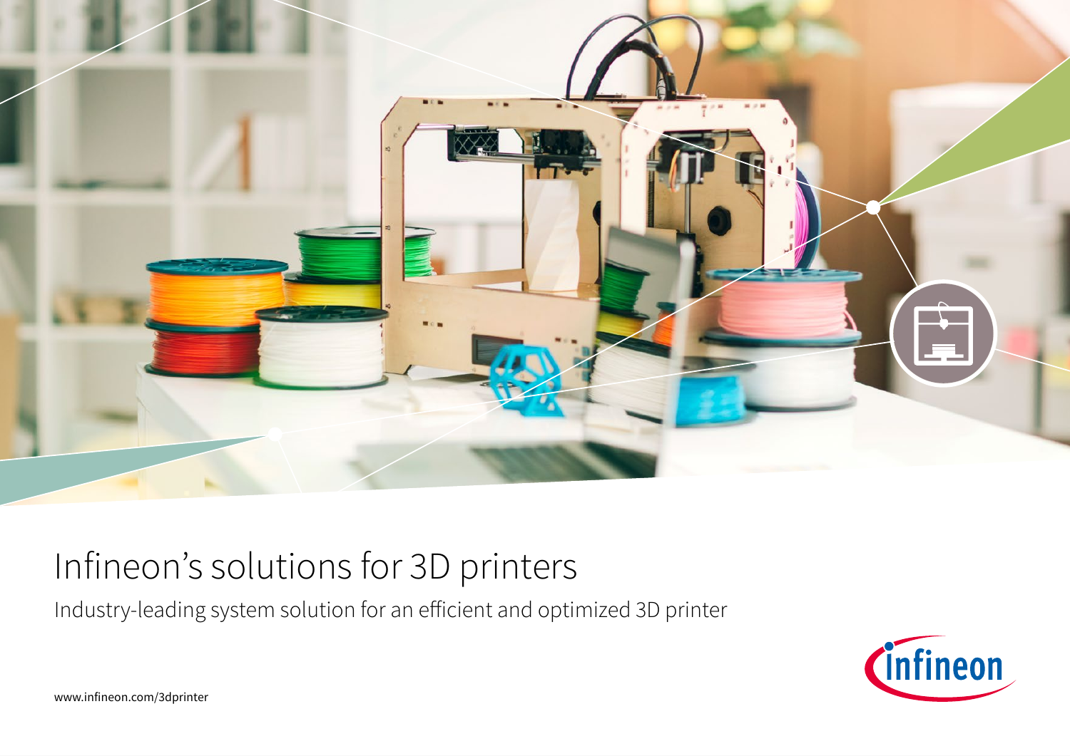# Infineon's solutions for 3D printers

Industry-leading system solution for an efficient and optimized 3D printer

www.infineon.com/3dprinter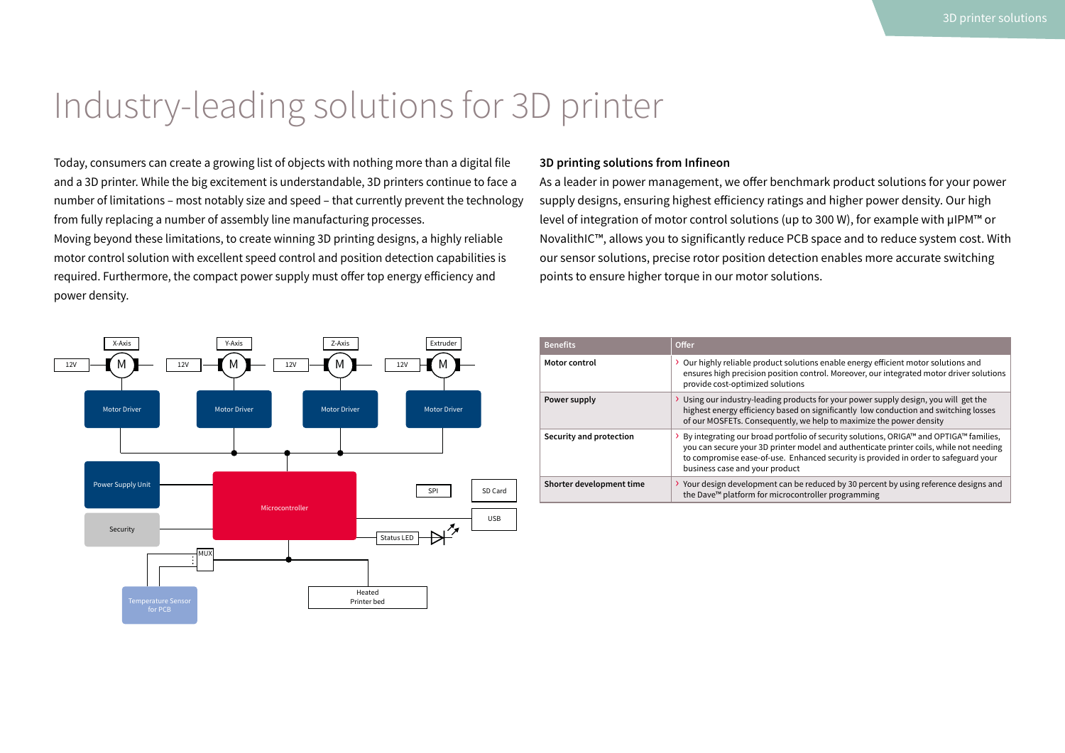# Industry-leading solutions for 3D printer

Today, consumers can create a growing list of objects with nothing more than a digital file and a 3D printer. While the big excitement is understandable, 3D printers continue to face a number of limitations – most notably size and speed – that currently prevent the technology from fully replacing a number of assembly line manufacturing processes.
Moving beyond these limitations, to create winning 3D printing designs, a highly reliable motor control solution with excellent speed control and position detection capabilities is required. Furthermore, the compact power supply must offer top energy efficiency and power density.

### 3D printing solutions from Infineon

As a leader in power management, we offer benchmark product solutions for your power supply designs, ensuring highest efficiency ratings and higher power density. Our high level of integration of motor control solutions (up to 300 W), for example with μIPM™ or NovalithIC™, allows you to significantly reduce PCB space and to reduce system cost. With our sensor solutions, precise rotor position detection enables more accurate switching points to ensure higher torque in our motor solutions.

X-Axis, Y-Axis, Z-Axis, Extruder, 12V, M, Motor Driver, Power Supply Unit, Security, Microcontroller, MUX, Temperature Sensor for PCB, SPI, SD Card, USB, Status LED, Heated Printer bed

| Benefits | Offer |
|---|---|
| **Motor control** | › Our highly reliable product solutions enable energy efficient motor solutions and ensures high precision position control. Moreover, our integrated motor driver solutions provide cost-optimized solutions |
| **Power supply** | › Using our industry-leading products for your power supply design, you will get the highest energy efficiency based on significantly low conduction and switching losses of our MOSFETs. Consequently, we help to maximize the power density |
| **Security and protection** | › By integrating our broad portfolio of security solutions, ORIGA™ and OPTIGA™ families, you can secure your 3D printer model and authenticate printer coils, while not needing to compromise ease-of-use. Enhanced security is provided in order to safeguard your business case and your product |
| **Shorter development time** | › Your design development can be reduced by 30 percent by using reference designs and the Dave™ platform for microcontroller programming |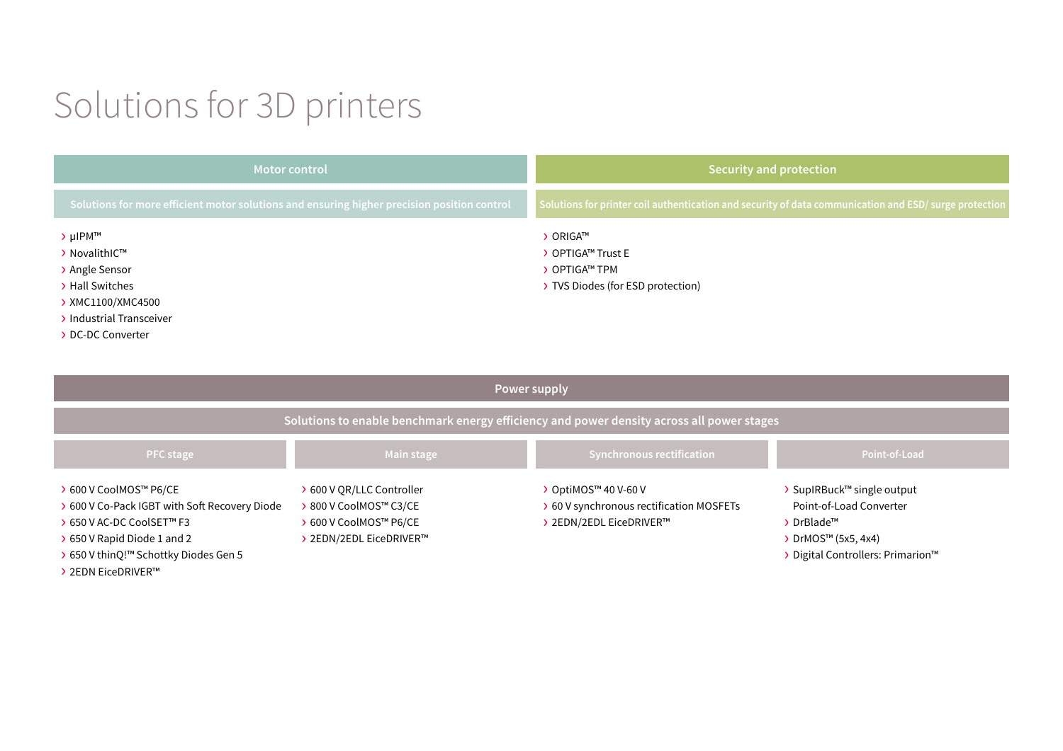# Solutions for 3D printers

## Motor control

**Solutions for more efficient motor solutions and ensuring higher precision position control**

- μIPM™
- NovalithIC™
- Angle Sensor
- Hall Switches
- XMC1100/XMC4500
- Industrial Transceiver
- DC-DC Converter

## Security and protection

**Solutions for printer coil authentication and security of data communication and ESD/ surge protection**

- ORIGA™
- OPTIGA™ Trust E
- OPTIGA™ TPM
- TVS Diodes (for ESD protection)

## Power supply

**Solutions to enable benchmark energy efficiency and power density across all power stages**

### PFC stage

- 600 V CoolMOS™ P6/CE
- 600 V Co-Pack IGBT with Soft Recovery Diode
- 650 V AC-DC CoolSET™ F3
- 650 V Rapid Diode 1 and 2
- 650 V thinQ!™ Schottky Diodes Gen 5
- 2EDN EiceDRIVER™

### Main stage

- 600 V QR/LLC Controller
- 800 V CoolMOS™ C3/CE
- 600 V CoolMOS™ P6/CE
- 2EDN/2EDL EiceDRIVER™

### Synchronous rectification

- OptiMOS™ 40 V-60 V
- 60 V synchronous rectification MOSFETs
- 2EDN/2EDL EiceDRIVER™

### Point-of-Load

- SupIRBuck™ single output Point-of-Load Converter
- DrBlade™
- DrMOS™ (5x5, 4x4)
- Digital Controllers: Primarion™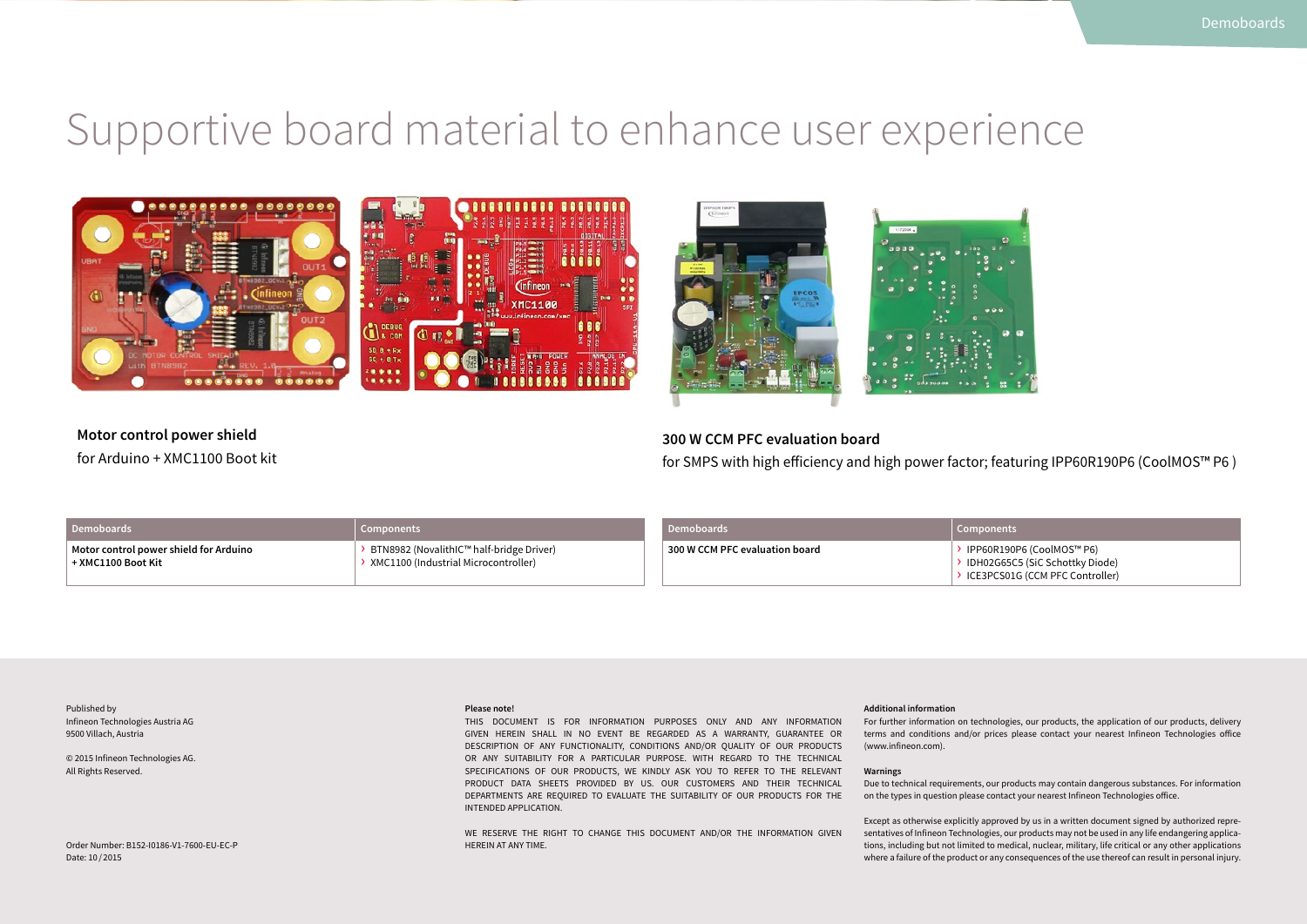# Supportive board material to enhance user experience

**Motor control power shield**
for Arduino + XMC1100 Boot kit

**300 W CCM PFC evaluation board**
for SMPS with high efficiency and high power factor; featuring IPP60R190P6 (CoolMOS™ P6 )

| Demoboards | Components |
|---|---|
| **Motor control power shield for Arduino + XMC1100 Boot Kit** | › BTN8982 (NovalithIC™ half-bridge Driver)<br>› XMC1100 (Industrial Microcontroller) |

| Demoboards | Components |
|---|---|
| **300 W CCM PFC evaluation board** | › IPP60R190P6 (CoolMOS™ P6)<br>› IDH02G65C5 (SiC Schottky Diode)<br>› ICE3PCS01G (CCM PFC Controller) |

Published by
Infineon Technologies Austria AG
9500 Villach, Austria

© 2015 Infineon Technologies AG.
All Rights Reserved.

Order Number: B152-I0186-V1-7600-EU-EC-P
Date: 10 / 2015

**Please note!**
THIS DOCUMENT IS FOR INFORMATION PURPOSES ONLY AND ANY INFORMATION GIVEN HEREIN SHALL IN NO EVENT BE REGARDED AS A WARRANTY, GUARANTEE OR DESCRIPTION OF ANY FUNCTIONALITY, CONDITIONS AND/OR QUALITY OF OUR PRODUCTS OR ANY SUITABILITY FOR A PARTICULAR PURPOSE. WITH REGARD TO THE TECHNICAL SPECIFICATIONS OF OUR PRODUCTS, WE KINDLY ASK YOU TO REFER TO THE RELEVANT PRODUCT DATA SHEETS PROVIDED BY US. OUR CUSTOMERS AND THEIR TECHNICAL DEPARTMENTS ARE REQUIRED TO EVALUATE THE SUITABILITY OF OUR PRODUCTS FOR THE INTENDED APPLICATION.

WE RESERVE THE RIGHT TO CHANGE THIS DOCUMENT AND/OR THE INFORMATION GIVEN HEREIN AT ANY TIME.

**Additional information**
For further information on technologies, our products, the application of our products, delivery terms and conditions and/or prices please contact your nearest Infineon Technologies office (www.infineon.com).

**Warnings**
Due to technical requirements, our products may contain dangerous substances. For information on the types in question please contact your nearest Infineon Technologies office.

Except as otherwise explicitly approved by us in a written document signed by authorized representatives of Infineon Technologies, our products may not be used in any life endangering applications, including but not limited to medical, nuclear, military, life critical or any other applications where a failure of the product or any consequences of the use thereof can result in personal injury.